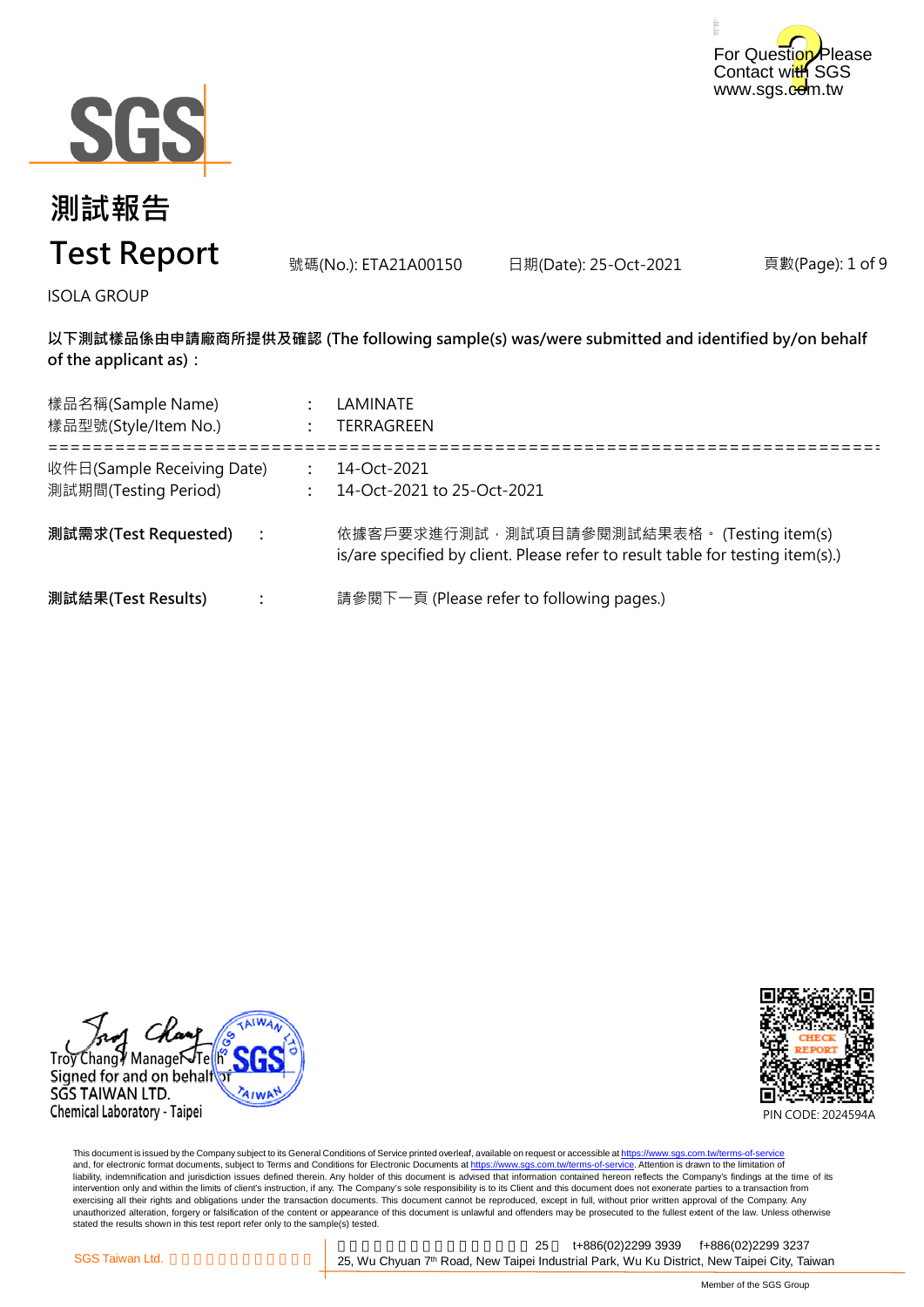For Question Please Contact with SGS www.sgs.com.tw

# 測試報告
# Test Report

號碼(No.): ETA21A00150　　日期(Date): 25-Oct-2021

ISOLA GROUP

**以下測試樣品係由申請廠商所提供及確認 (The following sample(s) was/were submitted and identified by/on behalf of the applicant as)：**

樣品名稱(Sample Name)　:　LAMINATE
樣品型號(Style/Item No.)　:　TERRAGREEN

================================================================================

收件日(Sample Receiving Date)　:　14-Oct-2021
測試期間(Testing Period)　:　14-Oct-2021 to 25-Oct-2021

**測試需求(Test Requested)**　:　依據客戶要求進行測試，測試項目請參閱測試結果表格。 (Testing item(s) is/are specified by client. Please refer to result table for testing item(s).)

**測試結果(Test Results)**　:　請參閱下一頁 (Please refer to following pages.)

Troy Chang / Manager / Tech
Signed for and on behalf of
SGS TAIWAN LTD.
Chemical Laboratory - Taipei

PIN CODE: 2024594A

This document is issued by the Company subject to its General Conditions of Service printed overleaf, available on request or accessible at https://www.sgs.com.tw/terms-of-service and, for electronic format documents, subject to Terms and Conditions for Electronic Documents at https://www.sgs.com.tw/terms-of-service. Attention is drawn to the limitation of liability, indemnification and jurisdiction issues defined therein. Any holder of this document is advised that information contained hereon reflects the Company's findings at the time of its intervention only and within the limits of client's instruction, if any. The Company's sole responsibility is to its Client and this document does not exonerate parties to a transaction from exercising all their rights and obligations under the transaction documents. This document cannot be reproduced, except in full, without prior written approval of the Company. Any unauthorized alteration, forgery or falsification of the content or appearance of this document is unlawful and offenders may be prosecuted to the fullest extent of the law. Unless otherwise stated the results shown in this test report refer only to the sample(s) tested.

SGS Taiwan Ltd.　t+886(02)2299 3939　f+886(02)2299 3237
25, Wu Chyuan 7th Road, New Taipei Industrial Park, Wu Ku District, New Taipei City, Taiwan

Member of the SGS Group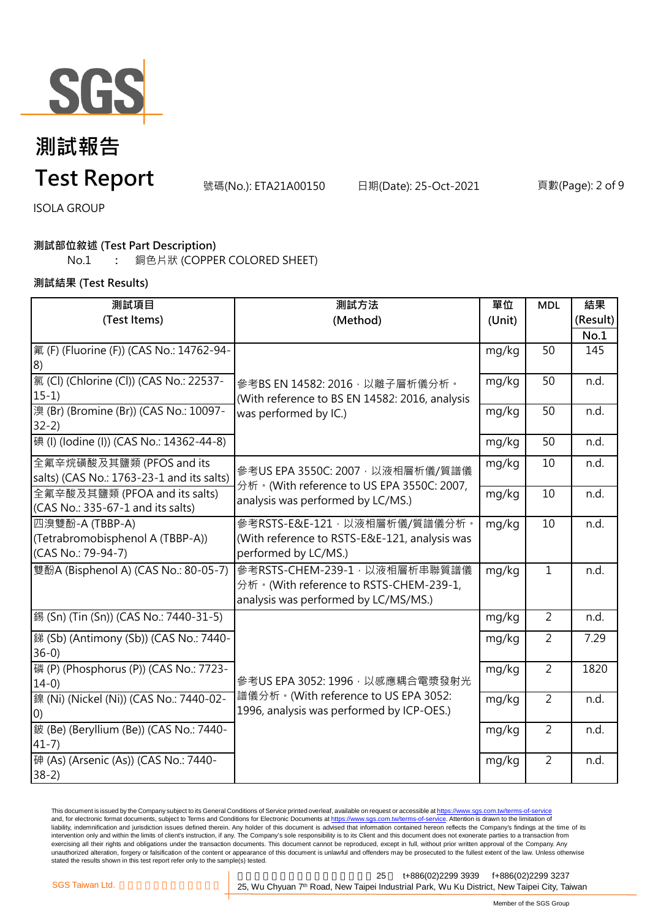# 測試報告
# Test Report

號碼(No.): ETA21A00150　　日期(Date): 25-Oct-2021

ISOLA GROUP

**測試部位敘述 (Test Part Description)**

No.1　:　銅色片狀 (COPPER COLORED SHEET)

**測試結果 (Test Results)**

| 測試項目 (Test Items) | 測試方法 (Method) | 單位 (Unit) | MDL | 結果 (Result) No.1 |
|---|---|---|---|---|
| 氟 (F) (Fluorine (F)) (CAS No.: 14762-94-8) | 參考BS EN 14582: 2016，以離子層析儀分析。(With reference to BS EN 14582: 2016, analysis was performed by IC.) | mg/kg | 50 | 145 |
| 氯 (Cl) (Chlorine (Cl)) (CAS No.: 22537-15-1) | | mg/kg | 50 | n.d. |
| 溴 (Br) (Bromine (Br)) (CAS No.: 10097-32-2) | | mg/kg | 50 | n.d. |
| 碘 (I) (Iodine (I)) (CAS No.: 14362-44-8) | | mg/kg | 50 | n.d. |
| 全氟辛烷磺酸及其鹽類 (PFOS and its salts) (CAS No.: 1763-23-1 and its salts) | 參考US EPA 3550C: 2007，以液相層析儀/質譜儀分析。(With reference to US EPA 3550C: 2007, analysis was performed by LC/MS.) | mg/kg | 10 | n.d. |
| 全氟辛酸及其鹽類 (PFOA and its salts) (CAS No.: 335-67-1 and its salts) | | mg/kg | 10 | n.d. |
| 四溴雙酚-A (TBBP-A) (Tetrabromobisphenol A (TBBP-A)) (CAS No.: 79-94-7) | 參考RSTS-E&E-121，以液相層析儀/質譜儀分析。(With reference to RSTS-E&E-121, analysis was performed by LC/MS.) | mg/kg | 10 | n.d. |
| 雙酚A (Bisphenol A) (CAS No.: 80-05-7) | 參考RSTS-CHEM-239-1，以液相層析串聯質譜儀分析。(With reference to RSTS-CHEM-239-1, analysis was performed by LC/MS/MS.) | mg/kg | 1 | n.d. |
| 錫 (Sn) (Tin (Sn)) (CAS No.: 7440-31-5) | 參考US EPA 3052: 1996，以感應耦合電漿發射光譜儀分析。(With reference to US EPA 3052: 1996, analysis was performed by ICP-OES.) | mg/kg | 2 | n.d. |
| 銻 (Sb) (Antimony (Sb)) (CAS No.: 7440-36-0) | | mg/kg | 2 | 7.29 |
| 磷 (P) (Phosphorus (P)) (CAS No.: 7723-14-0) | | mg/kg | 2 | 1820 |
| 鎳 (Ni) (Nickel (Ni)) (CAS No.: 7440-02-0) | | mg/kg | 2 | n.d. |
| 鈹 (Be) (Beryllium (Be)) (CAS No.: 7440-41-7) | | mg/kg | 2 | n.d. |
| 砷 (As) (Arsenic (As)) (CAS No.: 7440-38-2) | | mg/kg | 2 | n.d. |

This document is issued by the Company subject to its General Conditions of Service printed overleaf, available on request or accessible at https://www.sgs.com.tw/terms-of-service and, for electronic format documents, subject to Terms and Conditions for Electronic Documents at https://www.sgs.com.tw/terms-of-service. Attention is drawn to the limitation of liability, indemnification and jurisdiction issues defined therein. Any holder of this document is advised that information contained hereon reflects the Company's findings at the time of its intervention only and within the limits of client's instruction, if any. The Company's sole responsibility is to its Client and this document does not exonerate parties to a transaction from exercising all their rights and obligations under the transaction documents. This document cannot be reproduced, except in full, without prior written approval of the Company. Any unauthorized alteration, forgery or falsification of the content or appearance of this document is unlawful and offenders may be prosecuted to the fullest extent of the law. Unless otherwise stated the results shown in this test report refer only to the sample(s) tested.

SGS Taiwan Ltd. 25, Wu Chyuan 7th Road, New Taipei Industrial Park, Wu Ku District, New Taipei City, Taiwan　t+886(02)2299 3939　f+886(02)2299 3237

Member of the SGS Group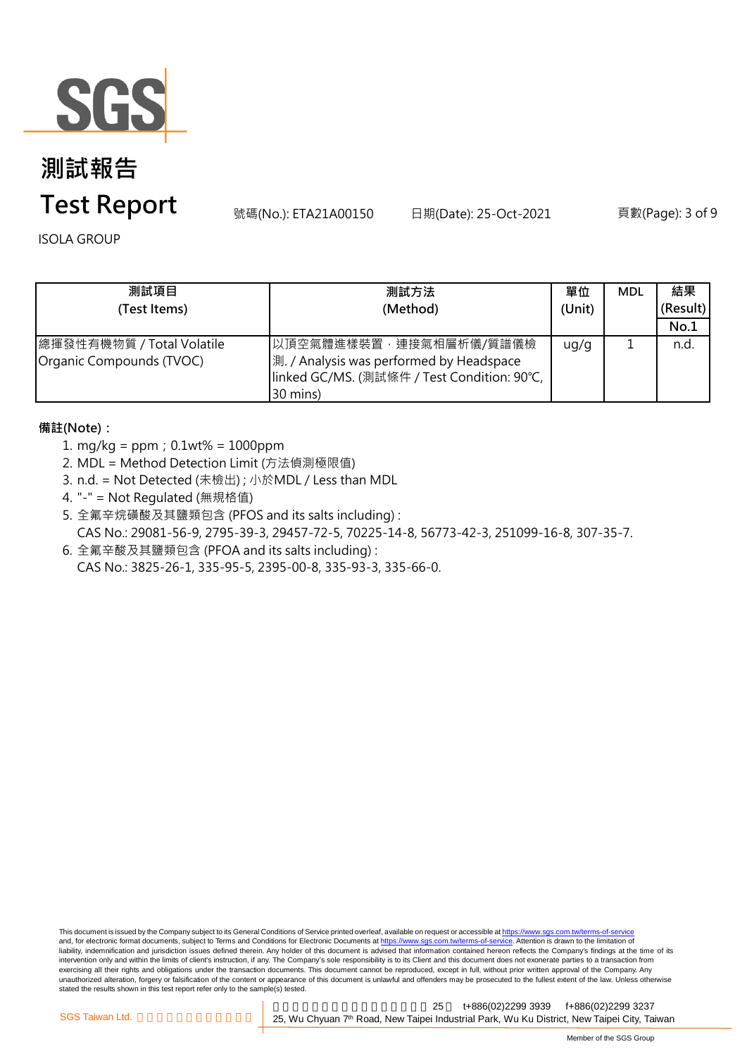# 測試報告

# Test Report

號碼(No.): ETA21A00150　　日期(Date): 25-Oct-2021

ISOLA GROUP

| 測試項目 (Test Items) | 測試方法 (Method) | 單位 (Unit) | MDL | 結果 (Result) |
|---|---|---|---|---|
| | | | | No.1 |
| 總揮發性有機物質 / Total Volatile Organic Compounds (TVOC) | 以頂空氣體進樣裝置，連接氣相層析儀/質譜儀檢測. / Analysis was performed by Headspace linked GC/MS. (測試條件 / Test Condition: 90℃, 30 mins) | ug/g | 1 | n.d. |

**備註(Note)：**

1. mg/kg = ppm；0.1wt% = 1000ppm
2. MDL = Method Detection Limit (方法偵測極限值)
3. n.d. = Not Detected (未檢出) ; 小於MDL / Less than MDL
4. "-" = Not Regulated (無規格值)
5. 全氟辛烷磺酸及其鹽類包含 (PFOS and its salts including) :
   CAS No.: 29081-56-9, 2795-39-3, 29457-72-5, 70225-14-8, 56773-42-3, 251099-16-8, 307-35-7.
6. 全氟辛酸及其鹽類包含 (PFOA and its salts including) :
   CAS No.: 3825-26-1, 335-95-5, 2395-00-8, 335-93-3, 335-66-0.

This document is issued by the Company subject to its General Conditions of Service printed overleaf, available on request or accessible at https://www.sgs.com.tw/terms-of-service and, for electronic format documents, subject to Terms and Conditions for Electronic Documents at https://www.sgs.com.tw/terms-of-service. Attention is drawn to the limitation of liability, indemnification and jurisdiction issues defined therein. Any holder of this document is advised that information contained hereon reflects the Company's findings at the time of its intervention only and within the limits of client's instruction, if any. The Company's sole responsibility is to its Client and this document does not exonerate parties to a transaction from exercising all their rights and obligations under the transaction documents. This document cannot be reproduced, except in full, without prior written approval of the Company. Any unauthorized alteration, forgery or falsification of the content or appearance of this document is unlawful and offenders may be prosecuted to the fullest extent of the law. Unless otherwise stated the results shown in this test report refer only to the sample(s) tested.

SGS Taiwan Ltd. | 25, Wu Chyuan 7th Road, New Taipei Industrial Park, Wu Ku District, New Taipei City, Taiwan | t+886(02)2299 3939 | f+886(02)2299 3237

Member of the SGS Group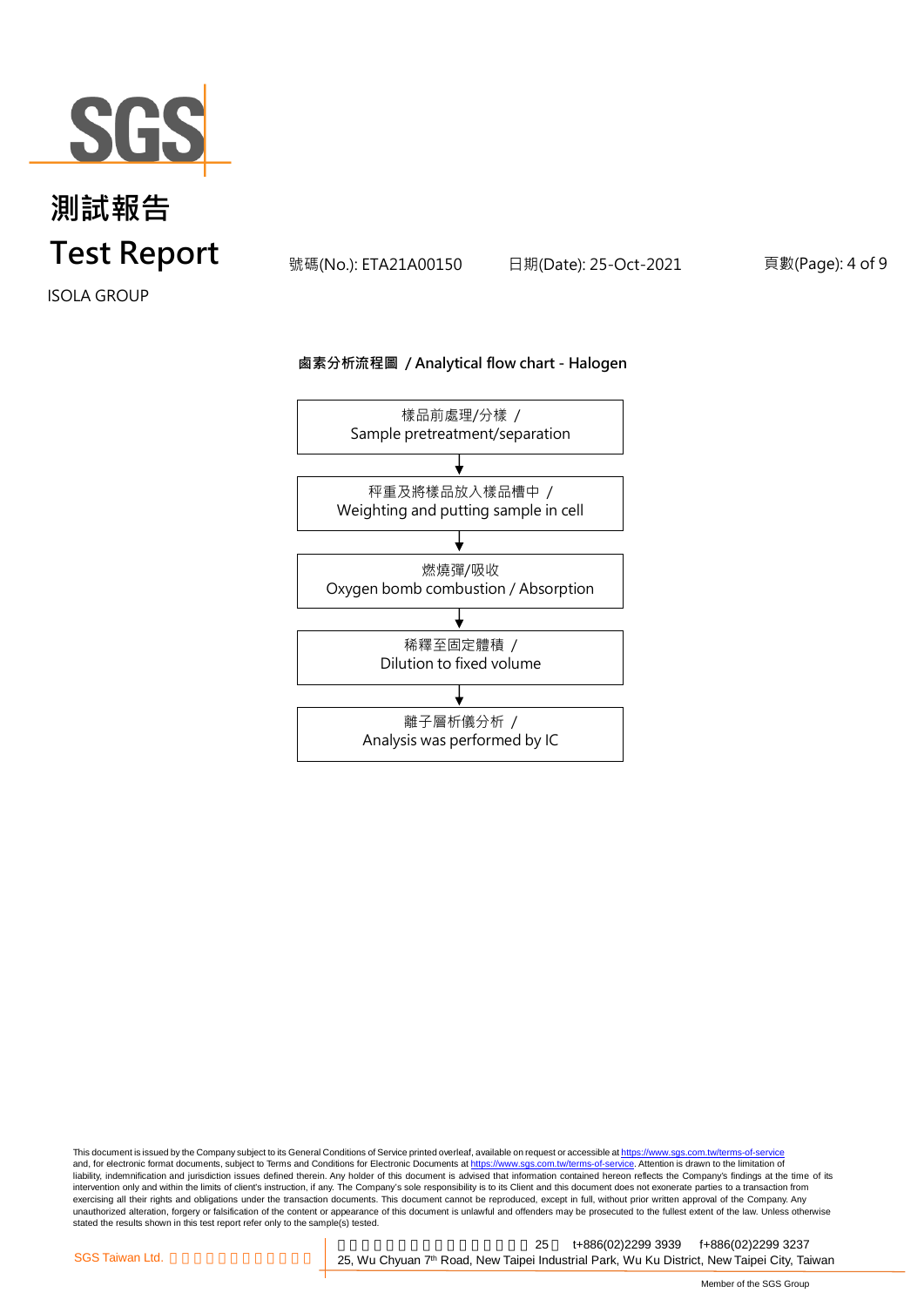## 鹵素分析流程圖 / Analytical flow chart - Halogen

樣品前處理/分樣 /
Sample pretreatment/separation

↓

秤重及將樣品放入樣品槽中 /
Weighting and putting sample in cell

↓

燃燒彈/吸收
Oxygen bomb combustion / Absorption

↓

稀釋至固定體積 /
Dilution to fixed volume

↓

離子層析儀分析 /
Analysis was performed by IC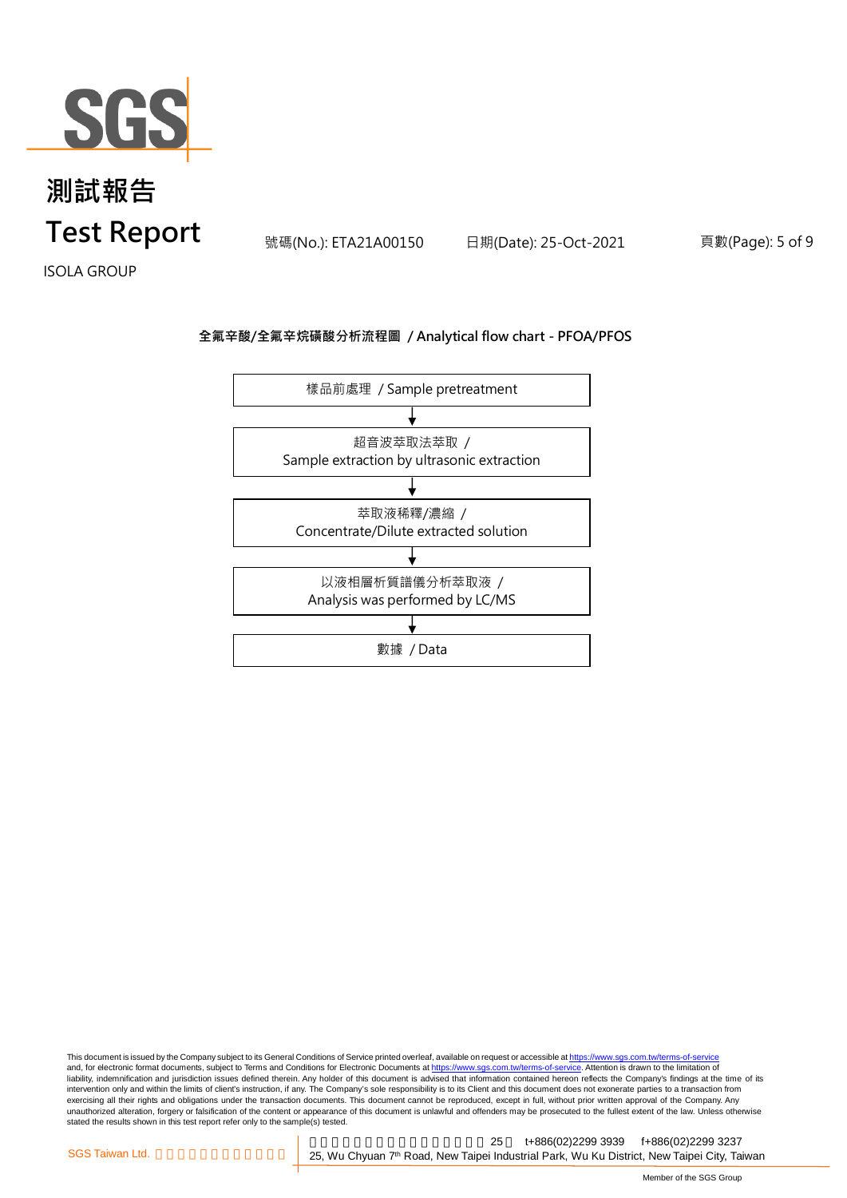# 測試報告
# Test Report

號碼(No.): ETA21A00150　　日期(Date): 25-Oct-2021

ISOLA GROUP

## 全氟辛酸/全氟辛烷磺酸分析流程圖 / Analytical flow chart - PFOA/PFOS

樣品前處理 / Sample pretreatment

↓

超音波萃取法萃取 /
Sample extraction by ultrasonic extraction

↓

萃取液稀釋/濃縮 /
Concentrate/Dilute extracted solution

↓

以液相層析質譜儀分析萃取液 /
Analysis was performed by LC/MS

↓

數據 / Data

This document is issued by the Company subject to its General Conditions of Service printed overleaf, available on request or accessible at https://www.sgs.com.tw/terms-of-service and, for electronic format documents, subject to Terms and Conditions for Electronic Documents at https://www.sgs.com.tw/terms-of-service. Attention is drawn to the limitation of liability, indemnification and jurisdiction issues defined therein. Any holder of this document is advised that information contained hereon reflects the Company's findings at the time of its intervention only and within the limits of client's instruction, if any. The Company's sole responsibility is to its Client and this document does not exonerate parties to a transaction from exercising all their rights and obligations under the transaction documents. This document cannot be reproduced, except in full, without prior written approval of the Company. Any unauthorized alteration, forgery or falsification of the content or appearance of this document is unlawful and offenders may be prosecuted to the fullest extent of the law. Unless otherwise stated the results shown in this test report refer only to the sample(s) tested.

SGS Taiwan Ltd.　25, Wu Chyuan 7th Road, New Taipei Industrial Park, Wu Ku District, New Taipei City, Taiwan　t+886(02)2299 3939　f+886(02)2299 3237

Member of the SGS Group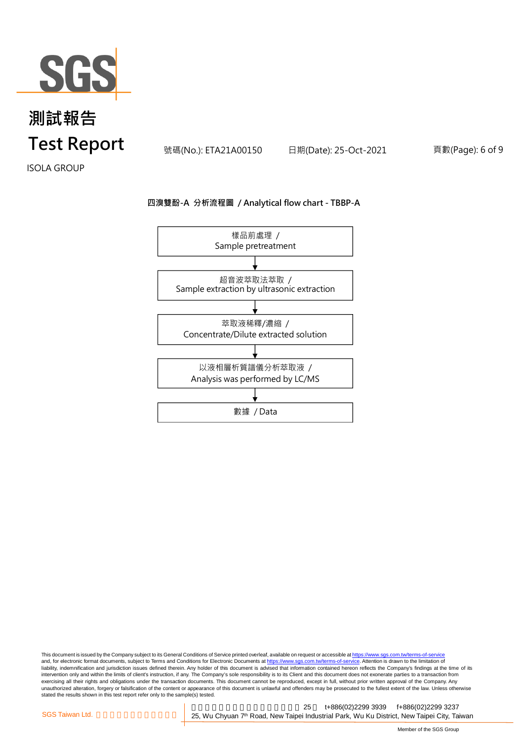# 測試報告
# Test Report

號碼(No.): ETA21A00150 日期(Date): 25-Oct-2021

ISOLA GROUP

**四溴雙酚-A 分析流程圖 / Analytical flow chart - TBBP-A**

樣品前處理 /
Sample pretreatment

↓

超音波萃取法萃取 /
Sample extraction by ultrasonic extraction

↓

萃取液稀釋/濃縮 /
Concentrate/Dilute extracted solution

↓

以液相層析質譜儀分析萃取液 /
Analysis was performed by LC/MS

↓

數據 / Data

This document is issued by the Company subject to its General Conditions of Service printed overleaf, available on request or accessible at https://www.sgs.com.tw/terms-of-service and, for electronic format documents, subject to Terms and Conditions for Electronic Documents at https://www.sgs.com.tw/terms-of-service. Attention is drawn to the limitation of liability, indemnification and jurisdiction issues defined therein. Any holder of this document is advised that information contained hereon reflects the Company's findings at the time of its intervention only and within the limits of client's instruction, if any. The Company's sole responsibility is to its Client and this document does not exonerate parties to a transaction from exercising all their rights and obligations under the transaction documents. This document cannot be reproduced, except in full, without prior written approval of the Company. Any unauthorized alteration, forgery or falsification of the content or appearance of this document is unlawful and offenders may be prosecuted to the fullest extent of the law. Unless otherwise stated the results shown in this test report refer only to the sample(s) tested.

SGS Taiwan Ltd. | 25, Wu Chyuan 7th Road, New Taipei Industrial Park, Wu Ku District, New Taipei City, Taiwan | t+886(02)2299 3939 f+886(02)2299 3237

Member of the SGS Group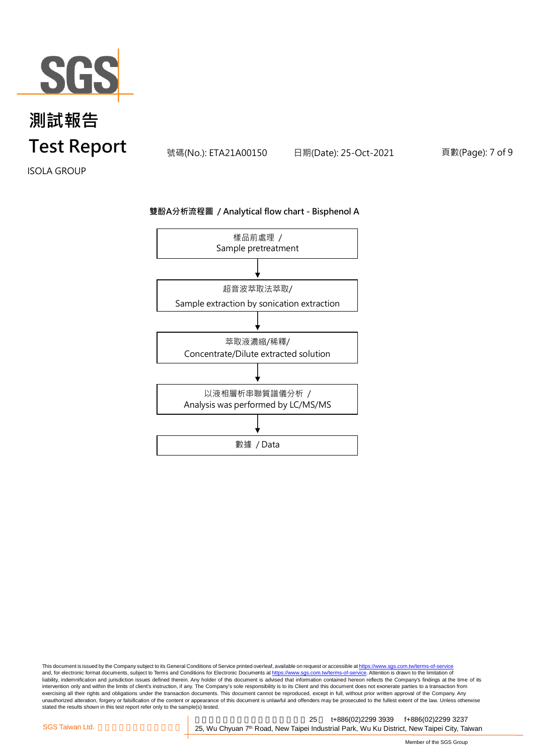**雙酚A分析流程圖 / Analytical flow chart - Bisphenol A**

樣品前處理 /
Sample pretreatment

↓

超音波萃取法萃取/
Sample extraction by sonication extraction

↓

萃取液濃縮/稀釋/
Concentrate/Dilute extracted solution

↓

以液相層析串聯質譜儀分析 /
Analysis was performed by LC/MS/MS

↓

數據 / Data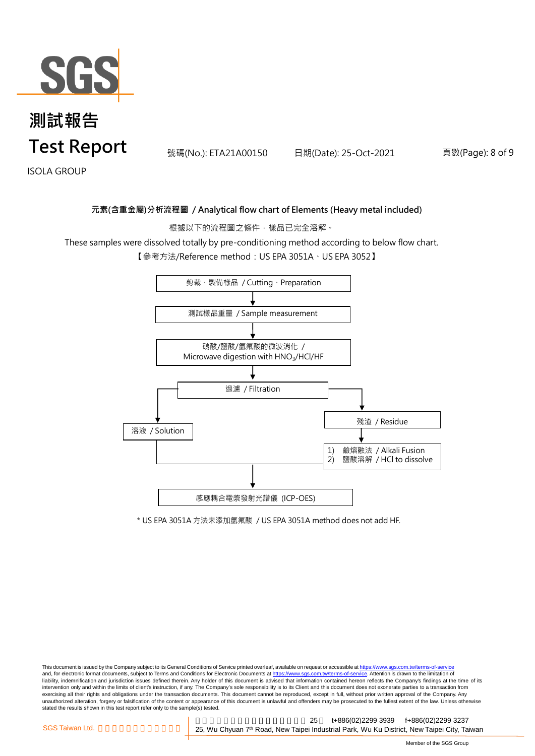# 測試報告
# Test Report

號碼(No.): ETA21A00150　　日期(Date): 25-Oct-2021

ISOLA GROUP

## 元素(含重金屬)分析流程圖 / Analytical flow chart of Elements (Heavy metal included)

根據以下的流程圖之條件，樣品已完全溶解。

These samples were dissolved totally by pre-conditioning method according to below flow chart.

【參考方法/Reference method：US EPA 3051A、US EPA 3052】

剪裁、製備樣品 / Cutting、Preparation

↓

測試樣品重量 / Sample measurement

↓

硝酸/鹽酸/氫氟酸的微波消化 / Microwave digestion with $HNO_3$/HCl/HF

↓

過濾 / Filtration

- 溶液 / Solution
- 殘渣 / Residue
  - ↓
  - 1) 鹼熔融法 / Alkali Fusion
  - 2) 鹽酸溶解 / HCl to dissolve

↓

感應耦合電漿發射光譜儀 (ICP-OES)

* US EPA 3051A 方法未添加氫氟酸 / US EPA 3051A method does not add HF.

This document is issued by the Company subject to its General Conditions of Service printed overleaf, available on request or accessible at https://www.sgs.com.tw/terms-of-service and, for electronic format documents, subject to Terms and Conditions for Electronic Documents at https://www.sgs.com.tw/terms-of-service. Attention is drawn to the limitation of liability, indemnification and jurisdiction issues defined therein. Any holder of this document is advised that information contained hereon reflects the Company's findings at the time of its intervention only and within the limits of client's instruction, if any. The Company's sole responsibility is to its Client and this document does not exonerate parties to a transaction from exercising all their rights and obligations under the transaction documents. This document cannot be reproduced, except in full, without prior written approval of the Company. Any unauthorized alteration, forgery or falsification of the content or appearance of this document is unlawful and offenders may be prosecuted to the fullest extent of the law. Unless otherwise stated the results shown in this test report refer only to the sample(s) tested.

SGS Taiwan Ltd. | 25, Wu Chyuan 7th Road, New Taipei Industrial Park, Wu Ku District, New Taipei City, Taiwan | t+886(02)2299 3939 | f+886(02)2299 3237

Member of the SGS Group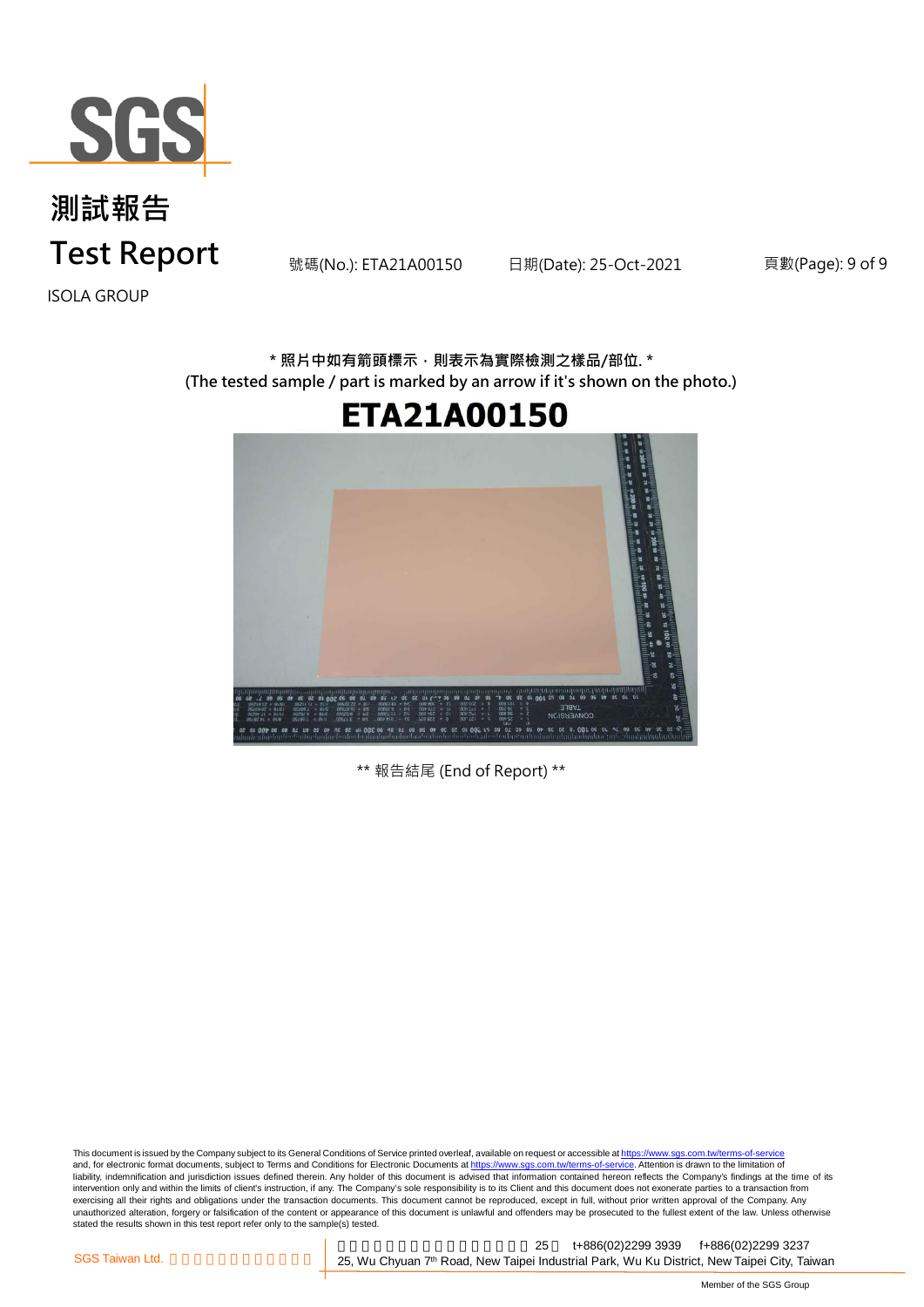# 測試報告

# Test Report

號碼(No.): ETA21A00150　　日期(Date): 25-Oct-2021

ISOLA GROUP

**\* 照片中如有箭頭標示，則表示為實際檢測之樣品/部位. \***
**(The tested sample / part is marked by an arrow if it's shown on the photo.)**

**ETA21A00150**

\*\* 報告結尾 (End of Report) \*\*

This document is issued by the Company subject to its General Conditions of Service printed overleaf, available on request or accessible at https://www.sgs.com.tw/terms-of-service and, for electronic format documents, subject to Terms and Conditions for Electronic Documents at https://www.sgs.com.tw/terms-of-service. Attention is drawn to the limitation of liability, indemnification and jurisdiction issues defined therein. Any holder of this document is advised that information contained hereon reflects the Company's findings at the time of its intervention only and within the limits of client's instruction, if any. The Company's sole responsibility is to its Client and this document does not exonerate parties to a transaction from exercising all their rights and obligations under the transaction documents. This document cannot be reproduced, except in full, without prior written approval of the Company. Any unauthorized alteration, forgery or falsification of the content or appearance of this document is unlawful and offenders may be prosecuted to the fullest extent of the law. Unless otherwise stated the results shown in this test report refer only to the sample(s) tested.

SGS Taiwan Ltd. | 25 t+886(02)2299 3939 f+886(02)2299 3237
25, Wu Chyuan 7th Road, New Taipei Industrial Park, Wu Ku District, New Taipei City, Taiwan

Member of the SGS Group